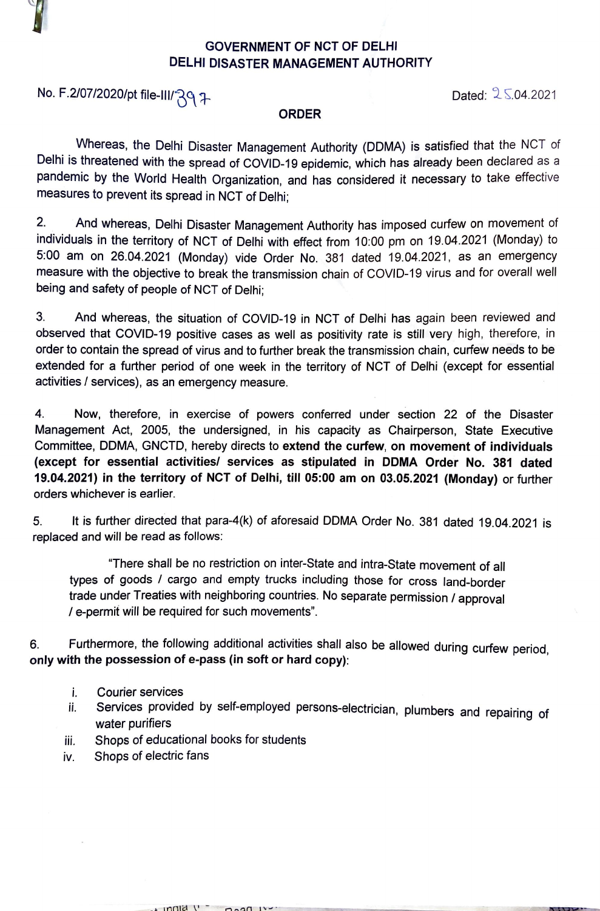**GOVERNMENT OF NCT OF DELHI**
**DELHI DISASTER MANAGEMENT AUTHORITY**

No. F.2/07/2020/pt file-III/397 Dated: 25.04.2021

**ORDER**

Whereas, the Delhi Disaster Management Authority (DDMA) is satisfied that the NCT of Delhi is threatened with the spread of COVID-19 epidemic, which has already been declared as a pandemic by the World Health Organization, and has considered it necessary to take effective measures to prevent its spread in NCT of Delhi;

2. And whereas, Delhi Disaster Management Authority has imposed curfew on movement of individuals in the territory of NCT of Delhi with effect from 10:00 pm on 19.04.2021 (Monday) to 5:00 am on 26.04.2021 (Monday) vide Order No. 381 dated 19.04.2021, as an emergency measure with the objective to break the transmission chain of COVID-19 virus and for overall well being and safety of people of NCT of Delhi;

3. And whereas, the situation of COVID-19 in NCT of Delhi has again been reviewed and observed that COVID-19 positive cases as well as positivity rate is still very high, therefore, in order to contain the spread of virus and to further break the transmission chain, curfew needs to be extended for a further period of one week in the territory of NCT of Delhi (except for essential activities / services), as an emergency measure.

4. Now, therefore, in exercise of powers conferred under section 22 of the Disaster Management Act, 2005, the undersigned, in his capacity as Chairperson, State Executive Committee, DDMA, GNCTD, hereby directs to **extend the curfew, on movement of individuals (except for essential activities/ services as stipulated in DDMA Order No. 381 dated 19.04.2021) in the territory of NCT of Delhi, till 05:00 am on 03.05.2021 (Monday)** or further orders whichever is earlier.

5. It is further directed that para-4(k) of aforesaid DDMA Order No. 381 dated 19.04.2021 is replaced and will be read as follows:

> "There shall be no restriction on inter-State and intra-State movement of all types of goods / cargo and empty trucks including those for cross land-border trade under Treaties with neighboring countries. No separate permission / approval / e-permit will be required for such movements".

6. Furthermore, the following additional activities shall also be allowed during curfew period, **only with the possession of e-pass (in soft or hard copy):**

i. Courier services
ii. Services provided by self-employed persons-electrician, plumbers and repairing of water purifiers
iii. Shops of educational books for students
iv. Shops of electric fans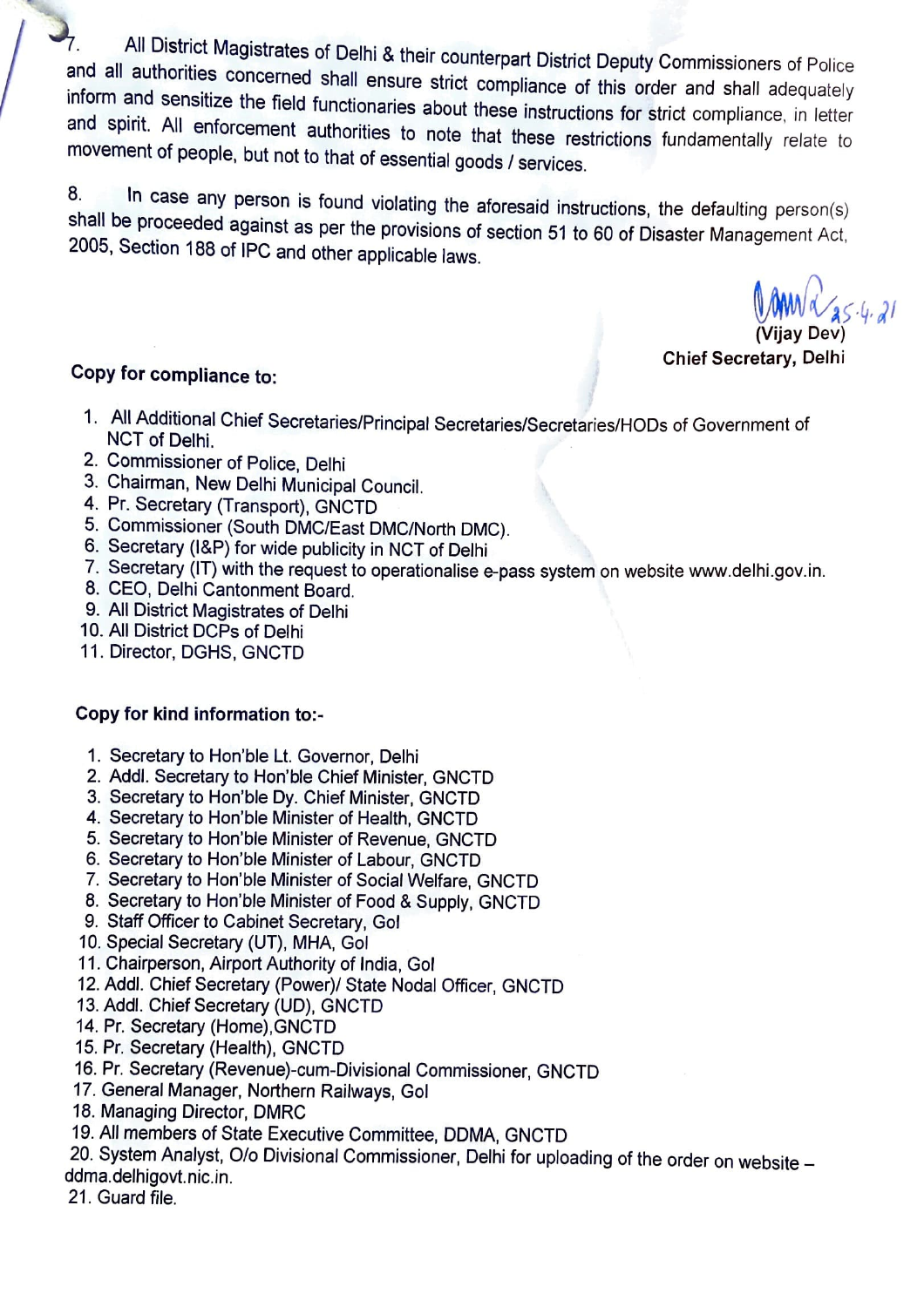7. All District Magistrates of Delhi & their counterpart District Deputy Commissioners of Police and all authorities concerned shall ensure strict compliance of this order and shall adequately inform and sensitize the field functionaries about these instructions for strict compliance, in letter and spirit. All enforcement authorities to note that these restrictions fundamentally relate to movement of people, but not to that of essential goods / services.

8. In case any person is found violating the aforesaid instructions, the defaulting person(s) shall be proceeded against as per the provisions of section 51 to 60 of Disaster Management Act, 2005, Section 188 of IPC and other applicable laws.

25.4.21
(Vijay Dev)
**Chief Secretary, Delhi**

**Copy for compliance to:**

1. All Additional Chief Secretaries/Principal Secretaries/Secretaries/HODs of Government of NCT of Delhi.
2. Commissioner of Police, Delhi
3. Chairman, New Delhi Municipal Council.
4. Pr. Secretary (Transport), GNCTD
5. Commissioner (South DMC/East DMC/North DMC).
6. Secretary (I&P) for wide publicity in NCT of Delhi
7. Secretary (IT) with the request to operationalise e-pass system on website www.delhi.gov.in.
8. CEO, Delhi Cantonment Board.
9. All District Magistrates of Delhi
10. All District DCPs of Delhi
11. Director, DGHS, GNCTD

**Copy for kind information to:-**

1. Secretary to Hon'ble Lt. Governor, Delhi
2. Addl. Secretary to Hon'ble Chief Minister, GNCTD
3. Secretary to Hon'ble Dy. Chief Minister, GNCTD
4. Secretary to Hon'ble Minister of Health, GNCTD
5. Secretary to Hon'ble Minister of Revenue, GNCTD
6. Secretary to Hon'ble Minister of Labour, GNCTD
7. Secretary to Hon'ble Minister of Social Welfare, GNCTD
8. Secretary to Hon'ble Minister of Food & Supply, GNCTD
9. Staff Officer to Cabinet Secretary, GoI
10. Special Secretary (UT), MHA, GoI
11. Chairperson, Airport Authority of India, GoI
12. Addl. Chief Secretary (Power)/ State Nodal Officer, GNCTD
13. Addl. Chief Secretary (UD), GNCTD
14. Pr. Secretary (Home),GNCTD
15. Pr. Secretary (Health), GNCTD
16. Pr. Secretary (Revenue)-cum-Divisional Commissioner, GNCTD
17. General Manager, Northern Railways, GoI
18. Managing Director, DMRC
19. All members of State Executive Committee, DDMA, GNCTD
20. System Analyst, O/o Divisional Commissioner, Delhi for uploading of the order on website – ddma.delhigovt.nic.in.
21. Guard file.